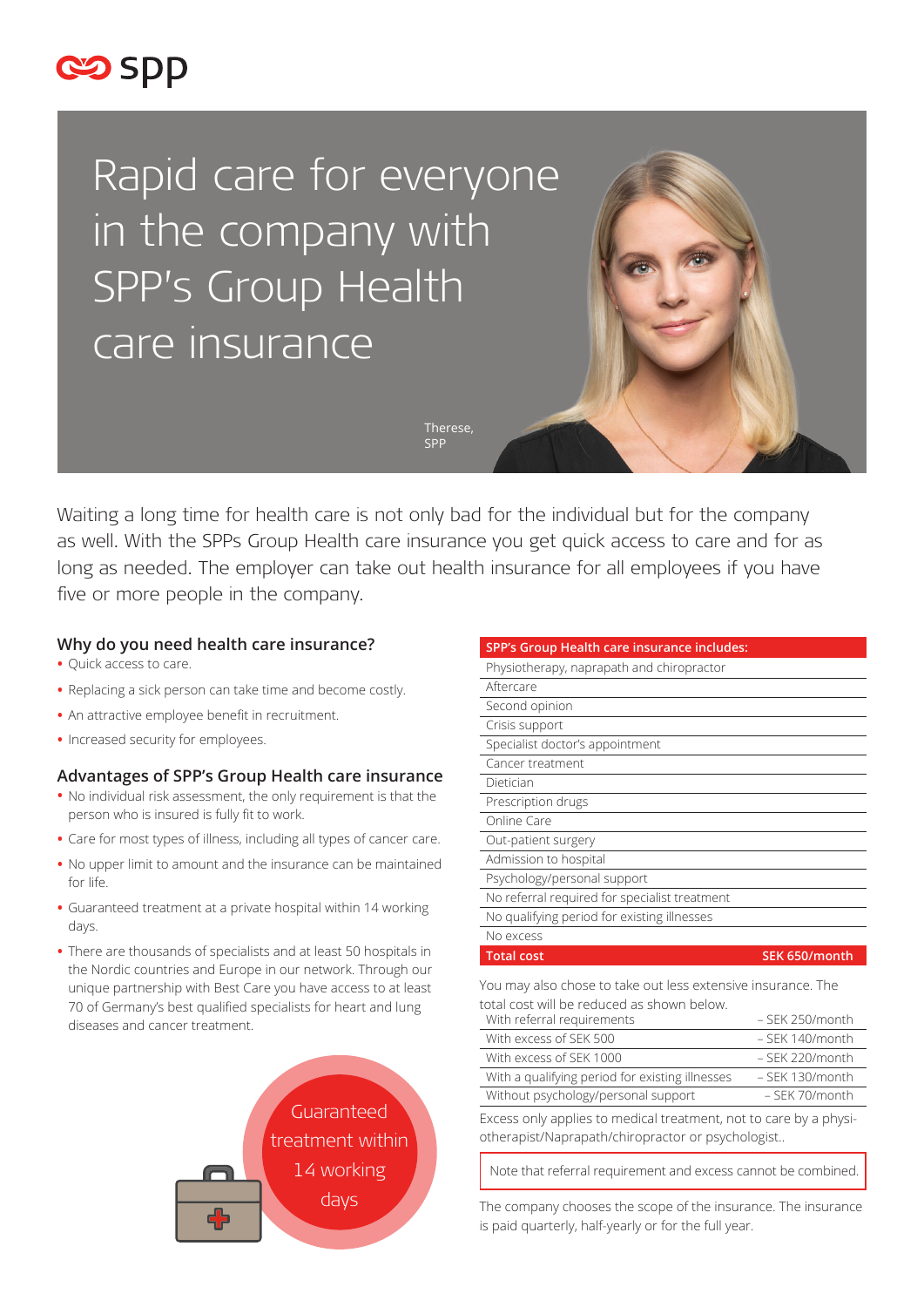spp

# Rapid care for everyone in the company with SPP's Group Health care insurance

Therese, SPP

Waiting a long time for health care is not only bad for the individual but for the company as well. With the SPPs Group Health care insurance you get quick access to care and for as long as needed. The employer can take out health insurance for all employees if you have five or more people in the company.

## Why do you need health care insurance?

- Quick access to care.
- Replacing a sick person can take time and become costly.
- An attractive employee benefit in recruitment.
- Increased security for employees.

## Advantages of SPP's Group Health care insurance

- No individual risk assessment, the only requirement is that the person who is insured is fully fit to work.
- Care for most types of illness, including all types of cancer care.
- No upper limit to amount and the insurance can be maintained for life.
- Guaranteed treatment at a private hospital within 14 working days.
- There are thousands of specialists and at least 50 hospitals in the Nordic countries and Europe in our network. Through our unique partnership with Best Care you have access to at least 70 of Germany's best qualified specialists for heart and lung diseases and cancer treatment.

Guaranteed treatment within 14 working days

| SPP's Group Health care insurance includes: | |
|---|---|
| Physiotherapy, naprapath and chiropractor | |
| Aftercare | |
| Second opinion | |
| Crisis support | |
| Specialist doctor's appointment | |
| Cancer treatment | |
| Dietician | |
| Prescription drugs | |
| Online Care | |
| Out-patient surgery | |
| Admission to hospital | |
| Psychology/personal support | |
| No referral required for specialist treatment | |
| No qualifying period for existing illnesses | |
| No excess | |
| **Total cost** | **SEK 650/month** |

You may also chose to take out less extensive insurance. The total cost will be reduced as shown below.

| | |
|---|---|
| With referral requirements | – SEK 250/month |
| With excess of SEK 500 | – SEK 140/month |
| With excess of SEK 1000 | – SEK 220/month |
| With a qualifying period for existing illnesses | – SEK 130/month |
| Without psychology/personal support | – SEK 70/month |

Excess only applies to medical treatment, not to care by a physiotherapist/Naprapath/chiropractor or psychologist..

Note that referral requirement and excess cannot be combined.

The company chooses the scope of the insurance. The insurance is paid quarterly, half-yearly or for the full year.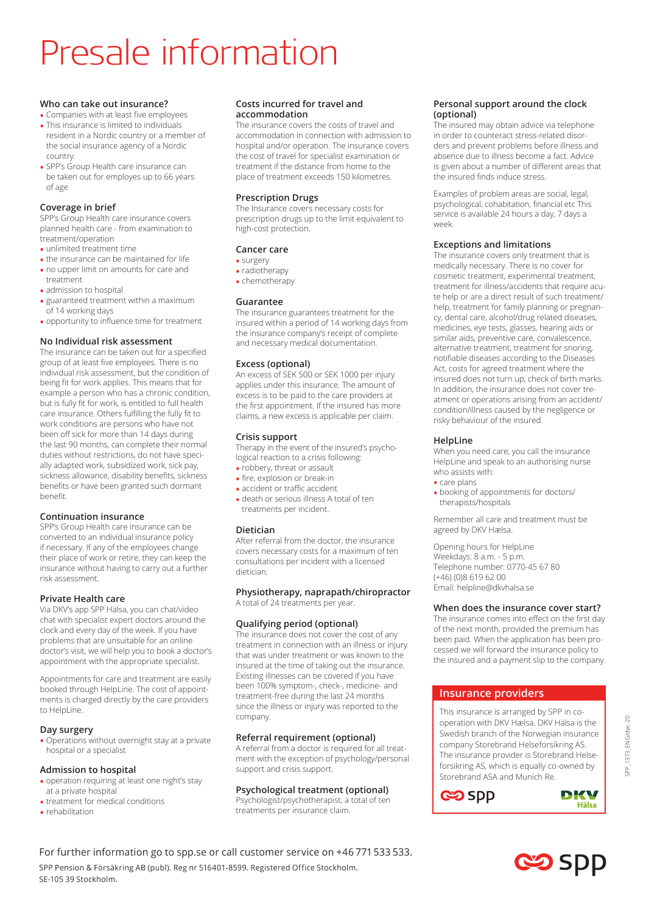# Presale information

## Who can take out insurance?

- Companies with at least five employees
- This insurance is limited to individuals resident in a Nordic country or a member of the social insurance agency of a Nordic country.
- SPP's Group Health care insurance can be taken out for employes up to 66 years of age

## Coverage in brief

SPP's Group Health care insurance covers planned health care - from examination to treatment/operation

- unlimited treatment time
- the insurance can be maintained for life
- no upper limit on amounts for care and treatment
- admission to hospital
- guaranteed treatment within a maximum of 14 working days
- opportunity to influence time for treatment

## No Individual risk assessment

The insurance can be taken out for a specified group of at least five employees. There is no individual risk assessment, but the condition of being fit for work applies. This means that for example a person who has a chronic condition, but is fully fit for work, is entitled to full health care insurance. Others fulfilling the fully fit to work conditions are persons who have not been off sick for more than 14 days during the last 90 months, can complete their normal duties without restrictions, do not have specially adapted work, subsidized work, sick pay, sickness allowance, disability benefits, sickness benefits or have been granted such dormant benefit.

## Continuation insurance

SPP's Group Health care insurance can be converted to an individual insurance policy if necessary. If any of the employees change their place of work or retire, they can keep the insurance without having to carry out a further risk assessment.

## Private Health care

Via DKV's app SPP Hälsa, you can chat/video chat with specialist expert doctors around the clock and every day of the week. If you have problems that are unsuitable for an online doctor's visit, we will help you to book a doctor's appointment with the appropriate specialist.

Appointments for care and treatment are easily booked through HelpLine. The cost of appointments is charged directly by the care providers to HelpLine.

## Day surgery

- Operations without overnight stay at a private hospital or a specialist

## Admission to hospital

- operation requiring at least one night's stay at a private hospital
- treatment for medical conditions
- rehabilitation

## Costs incurred for travel and accommodation

The insurance covers the costs of travel and accommodation in connection with admission to hospital and/or operation. The insurance covers the cost of travel for specialist examination or treatment if the distance from home to the place of treatment exceeds 150 kilometres.

## Prescription Drugs

The Insurance covers necessary costs for prescription drugs up to the limit equivalent to high-cost protection.

## Cancer care

- surgery
- radiotherapy
- chemotherapy

## Guarantee

The insurance guarantees treatment for the insured within a period of 14 working days from the insurance company's receipt of complete and necessary medical documentation.

## Excess (optional)

An excess of SEK 500 or SEK 1000 per injury applies under this insurance. The amount of excess is to be paid to the care providers at the first appointment. If the insured has more claims, a new excess is applicable per claim.

## Crisis support

Therapy in the event of the insured's psychological reaction to a crisis following:

- robbery, threat or assault
- fire, explosion or break-in
- accident or traffic accident
- death or serious illness A total of ten treatments per incident.

## Dietician

After referral from the doctor, the insurance covers necessary costs for a maximum of ten consultations per incident with a licensed dietician.

## Physiotherapy, naprapath/chiropractor

A total of 24 treatments per year.

## Qualifying period (optional)

The insurance does not cover the cost of any treatment in connection with an illness or injury that was under treatment or was known to the insured at the time of taking out the insurance. Existing illnesses can be covered if you have been 100% symptom-, check-, medicine- and treatment-free during the last 24 months since the illness or injury was reported to the company.

## Referral requirement (optional)

A referral from a doctor is required for all treatment with the exception of psychology/personal support and crisis support.

## Psychological treatment (optional)

Psychologist/psychotherapist, a total of ten treatments per insurance claim.

## Personal support around the clock (optional)

The insured may obtain advice via telephone in order to counteract stress-related disorders and prevent problems before illness and absence due to illness become a fact. Advice is given about a number of different areas that the insured finds induce stress.

Examples of problem areas are social, legal, psychological, cohabitation, financial etc This service is available 24 hours a day, 7 days a week.

## Exceptions and limitations

The insurance covers only treatment that is medically necessary. There is no cover for cosmetic treatment, experimental treatment, treatment for illness/accidents that require acute help or are a direct result of such treatment/help, treatment for family planning or pregnancy, dental care, alcohol/drug related diseases, medicines, eye tests, glasses, hearing aids or similar aids, preventive care, convalescence, alternative treatment, treatment for snoring, notifiable diseases according to the Diseases Act, costs for agreed treatment where the insured does not turn up, check of birth marks. In addition, the insurance does not cover treatment or operations arising from an accident/condition/illness caused by the negligence or risky behaviour of the insured.

## HelpLine

When you need care, you call the insurance HelpLine and speak to an authorising nurse who assists with:

- care plans
- booking of appointments for doctors/therapists/hospitals

Remember all care and treatment must be agreed by DKV Hælsa.

Opening hours for HelpLine
Weekdays: 8 a.m. - 5 p.m.
Telephone number: 0770-45 67 80
(+46) (0)8 619 62 00
Email: helpline@dkvhalsa.se

## When does the insurance cover start?

The insurance comes into effect on the first day of the next month, provided the premium has been paid. When the application has been processed we will forward the insurance policy to the insured and a payment slip to the company.

## Insurance providers

This insurance is arranged by SPP in co-operation with DKV Hælsa. DKV Hälsa is the Swedish branch of the Norwegian insurance company Storebrand Helseforsikring AS. The insurance provider is Storebrand Helseforsikring AS, which is equally co-owned by Storebrand ASA and Munich Re.

SPP_1373_ENG/dec-20

For further information go to spp.se or call customer service on +46 771 533 533.

SPP Pension & Försäkring AB (publ). Reg nr 516401-8599. Registered Office Stockholm.
SE-105 39 Stockholm.